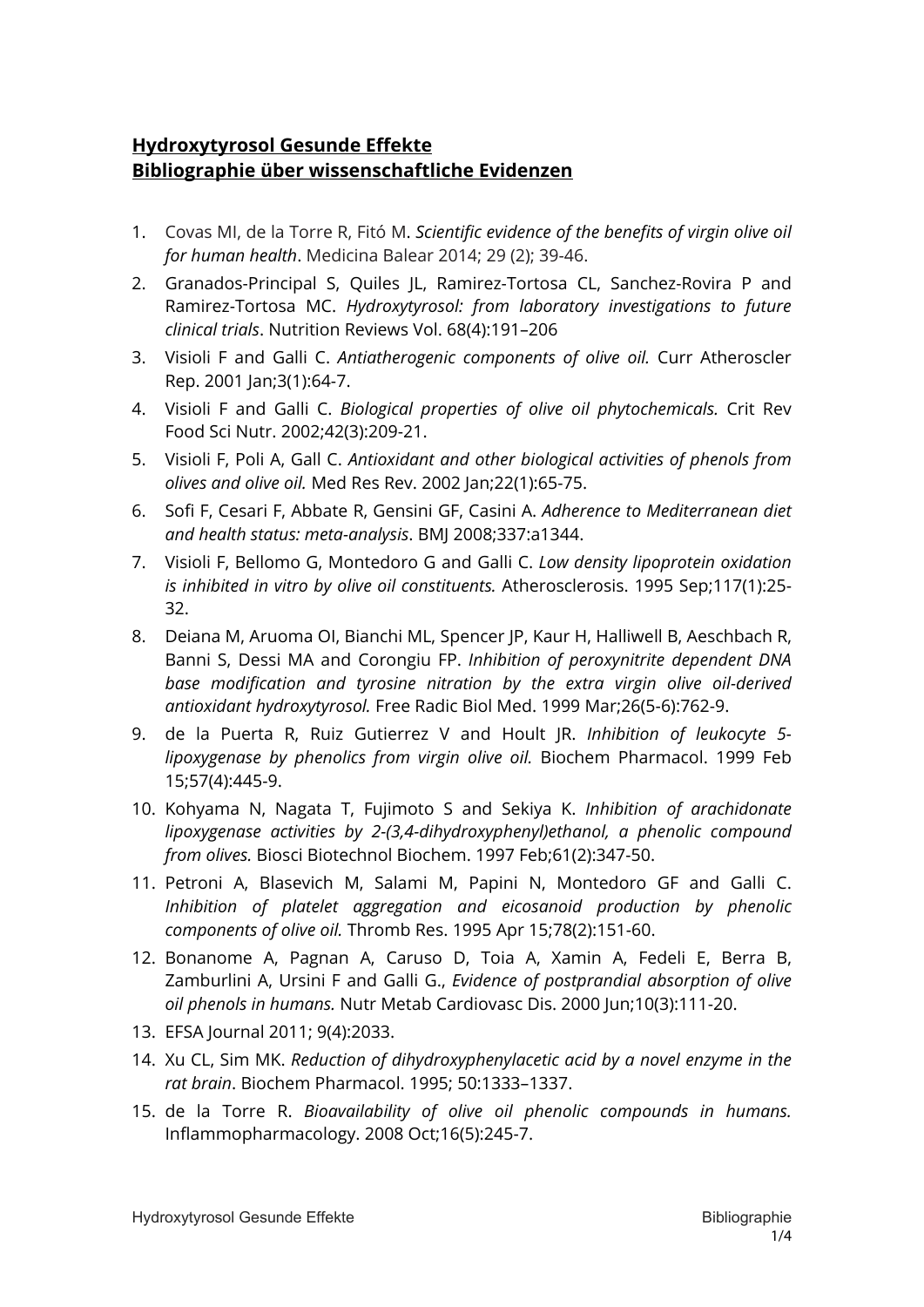**Hydroxytyrosol Gesunde Effekte**
**Bibliographie über wissenschaftliche Evidenzen**

1. Covas MI, de la Torre R, Fitó M. *Scientific evidence of the benefits of virgin olive oil for human health*. Medicina Balear 2014; 29 (2); 39-46.
2. Granados-Principal S, Quiles JL, Ramirez-Tortosa CL, Sanchez-Rovira P and Ramirez-Tortosa MC. *Hydroxytyrosol: from laboratory investigations to future clinical trials*. Nutrition Reviews Vol. 68(4):191–206
3. Visioli F and Galli C. *Antiatherogenic components of olive oil.* Curr Atheroscler Rep. 2001 Jan;3(1):64-7.
4. Visioli F and Galli C. *Biological properties of olive oil phytochemicals.* Crit Rev Food Sci Nutr. 2002;42(3):209-21.
5. Visioli F, Poli A, Gall C. *Antioxidant and other biological activities of phenols from olives and olive oil.* Med Res Rev. 2002 Jan;22(1):65-75.
6. Sofi F, Cesari F, Abbate R, Gensini GF, Casini A. *Adherence to Mediterranean diet and health status: meta-analysis*. BMJ 2008;337:a1344.
7. Visioli F, Bellomo G, Montedoro G and Galli C. *Low density lipoprotein oxidation is inhibited in vitro by olive oil constituents.* Atherosclerosis. 1995 Sep;117(1):25-32.
8. Deiana M, Aruoma OI, Bianchi ML, Spencer JP, Kaur H, Halliwell B, Aeschbach R, Banni S, Dessi MA and Corongiu FP. *Inhibition of peroxynitrite dependent DNA base modification and tyrosine nitration by the extra virgin olive oil-derived antioxidant hydroxytyrosol.* Free Radic Biol Med. 1999 Mar;26(5-6):762-9.
9. de la Puerta R, Ruiz Gutierrez V and Hoult JR. *Inhibition of leukocyte 5-lipoxygenase by phenolics from virgin olive oil.* Biochem Pharmacol. 1999 Feb 15;57(4):445-9.
10. Kohyama N, Nagata T, Fujimoto S and Sekiya K. *Inhibition of arachidonate lipoxygenase activities by 2-(3,4-dihydroxyphenyl)ethanol, a phenolic compound from olives.* Biosci Biotechnol Biochem. 1997 Feb;61(2):347-50.
11. Petroni A, Blasevich M, Salami M, Papini N, Montedoro GF and Galli C. *Inhibition of platelet aggregation and eicosanoid production by phenolic components of olive oil.* Thromb Res. 1995 Apr 15;78(2):151-60.
12. Bonanome A, Pagnan A, Caruso D, Toia A, Xamin A, Fedeli E, Berra B, Zamburlini A, Ursini F and Galli G., *Evidence of postprandial absorption of olive oil phenols in humans.* Nutr Metab Cardiovasc Dis. 2000 Jun;10(3):111-20.
13. EFSA Journal 2011; 9(4):2033.
14. Xu CL, Sim MK. *Reduction of dihydroxyphenylacetic acid by a novel enzyme in the rat brain*. Biochem Pharmacol. 1995; 50:1333–1337.
15. de la Torre R. *Bioavailability of olive oil phenolic compounds in humans.* Inflammopharmacology. 2008 Oct;16(5):245-7.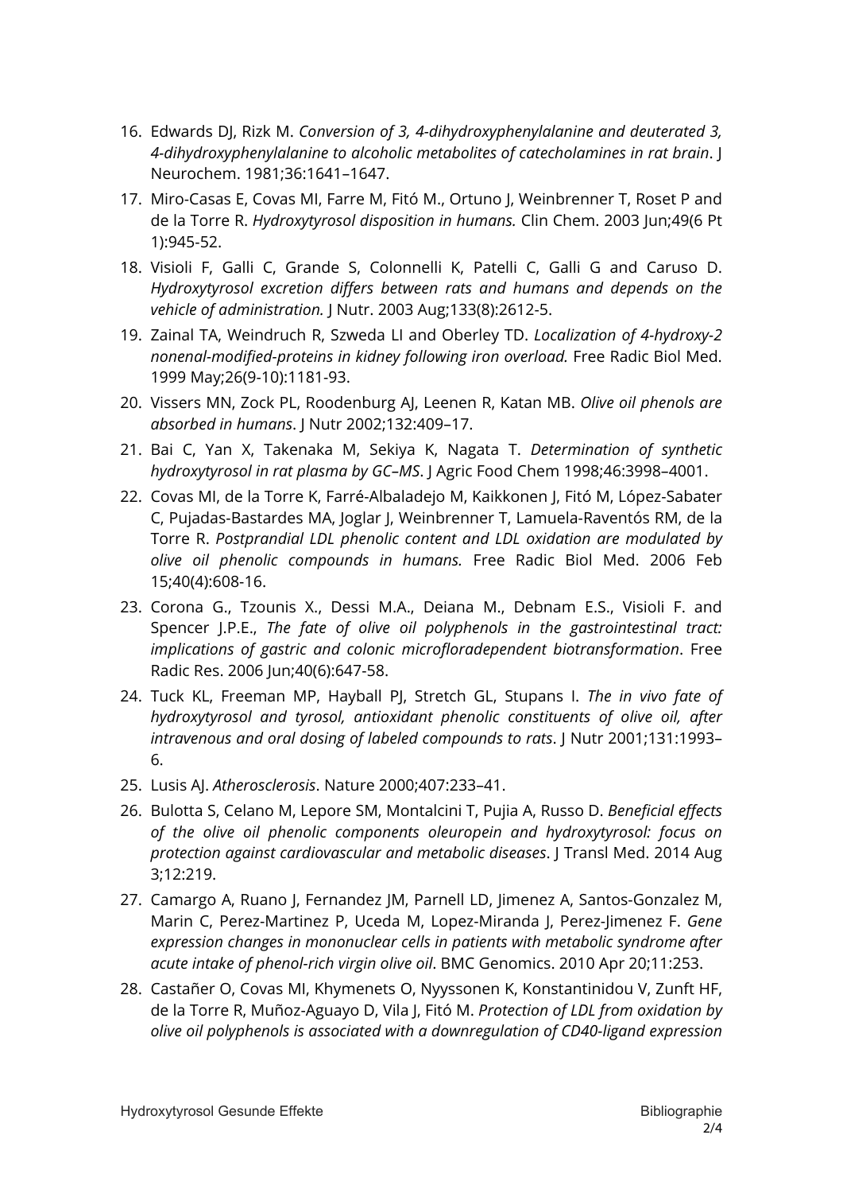16. Edwards DJ, Rizk M. *Conversion of 3, 4-dihydroxyphenylalanine and deuterated 3, 4-dihydroxyphenylalanine to alcoholic metabolites of catecholamines in rat brain*. J Neurochem. 1981;36:1641–1647.
17. Miro-Casas E, Covas MI, Farre M, Fitó M., Ortuno J, Weinbrenner T, Roset P and de la Torre R. *Hydroxytyrosol disposition in humans.* Clin Chem. 2003 Jun;49(6 Pt 1):945-52.
18. Visioli F, Galli C, Grande S, Colonnelli K, Patelli C, Galli G and Caruso D. *Hydroxytyrosol excretion differs between rats and humans and depends on the vehicle of administration.* J Nutr. 2003 Aug;133(8):2612-5.
19. Zainal TA, Weindruch R, Szweda LI and Oberley TD. *Localization of 4-hydroxy-2 nonenal-modified-proteins in kidney following iron overload.* Free Radic Biol Med. 1999 May;26(9-10):1181-93.
20. Vissers MN, Zock PL, Roodenburg AJ, Leenen R, Katan MB. *Olive oil phenols are absorbed in humans*. J Nutr 2002;132:409–17.
21. Bai C, Yan X, Takenaka M, Sekiya K, Nagata T. *Determination of synthetic hydroxytyrosol in rat plasma by GC–MS*. J Agric Food Chem 1998;46:3998–4001.
22. Covas MI, de la Torre K, Farré-Albaladejo M, Kaikkonen J, Fitó M, López-Sabater C, Pujadas-Bastardes MA, Joglar J, Weinbrenner T, Lamuela-Raventós RM, de la Torre R. *Postprandial LDL phenolic content and LDL oxidation are modulated by olive oil phenolic compounds in humans.* Free Radic Biol Med. 2006 Feb 15;40(4):608-16.
23. Corona G., Tzounis X., Dessi M.A., Deiana M., Debnam E.S., Visioli F. and Spencer J.P.E., *The fate of olive oil polyphenols in the gastrointestinal tract: implications of gastric and colonic microfloradependent biotransformation*. Free Radic Res. 2006 Jun;40(6):647-58.
24. Tuck KL, Freeman MP, Hayball PJ, Stretch GL, Stupans I. *The in vivo fate of hydroxytyrosol and tyrosol, antioxidant phenolic constituents of olive oil, after intravenous and oral dosing of labeled compounds to rats*. J Nutr 2001;131:1993–6.
25. Lusis AJ. *Atherosclerosis*. Nature 2000;407:233–41.
26. Bulotta S, Celano M, Lepore SM, Montalcini T, Pujia A, Russo D. *Beneficial effects of the olive oil phenolic components oleuropein and hydroxytyrosol: focus on protection against cardiovascular and metabolic diseases*. J Transl Med. 2014 Aug 3;12:219.
27. Camargo A, Ruano J, Fernandez JM, Parnell LD, Jimenez A, Santos-Gonzalez M, Marin C, Perez-Martinez P, Uceda M, Lopez-Miranda J, Perez-Jimenez F. *Gene expression changes in mononuclear cells in patients with metabolic syndrome after acute intake of phenol-rich virgin olive oil*. BMC Genomics. 2010 Apr 20;11:253.
28. Castañer O, Covas MI, Khymenets O, Nyyssonen K, Konstantinidou V, Zunft HF, de la Torre R, Muñoz-Aguayo D, Vila J, Fitó M. *Protection of LDL from oxidation by olive oil polyphenols is associated with a downregulation of CD40-ligand expression*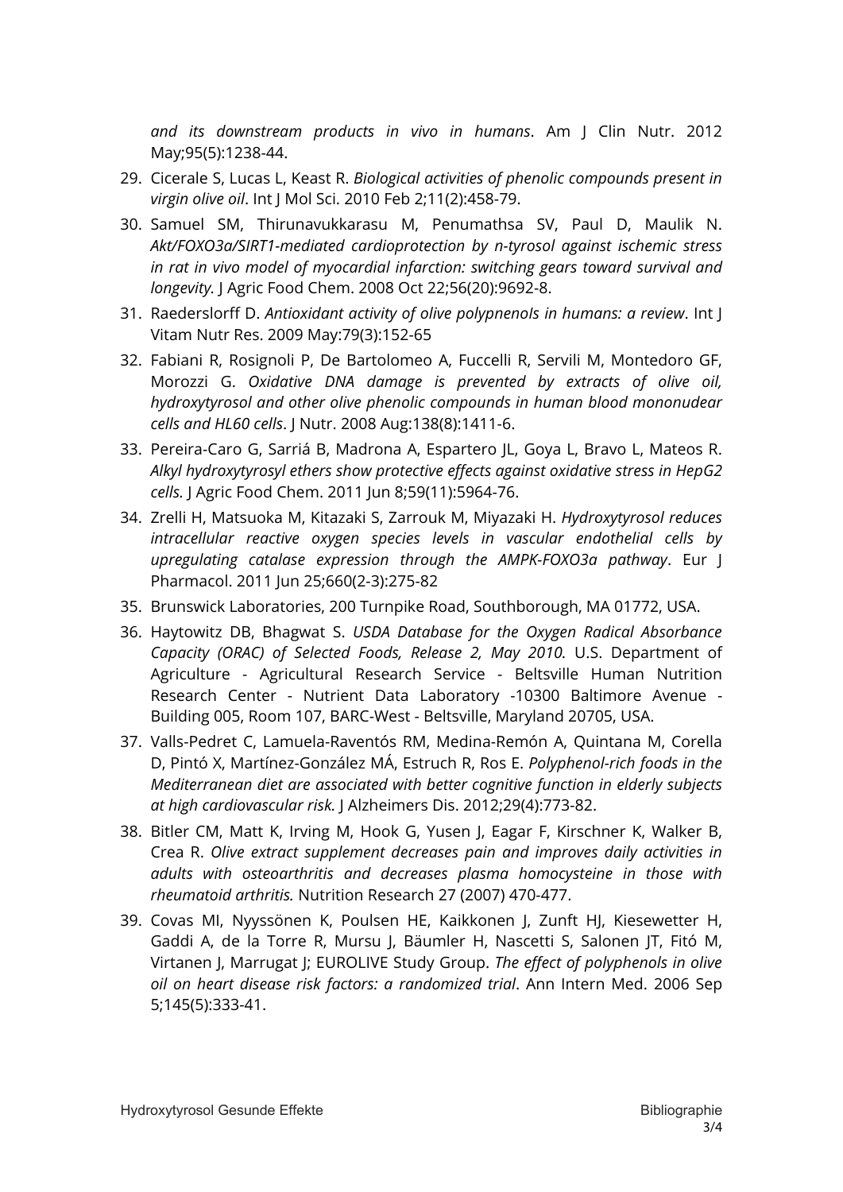*and its downstream products in vivo in humans*. Am J Clin Nutr. 2012 May;95(5):1238-44.

29. Cicerale S, Lucas L, Keast R. *Biological activities of phenolic compounds present in virgin olive oil*. Int J Mol Sci. 2010 Feb 2;11(2):458-79.
30. Samuel SM, Thirunavukkarasu M, Penumathsa SV, Paul D, Maulik N. *Akt/FOXO3a/SIRT1-mediated cardioprotection by n-tyrosol against ischemic stress in rat in vivo model of myocardial infarction: switching gears toward survival and longevity.* J Agric Food Chem. 2008 Oct 22;56(20):9692-8.
31. Raederslorff D. *Antioxidant activity of olive polypnenols in humans: a review*. Int J Vitam Nutr Res. 2009 May:79(3):152-65
32. Fabiani R, Rosignoli P, De Bartolomeo A, Fuccelli R, Servili M, Montedoro GF, Morozzi G. *Oxidative DNA damage is prevented by extracts of olive oil, hydroxytyrosol and other olive phenolic compounds in human blood mononudear cells and HL60 cells*. J Nutr. 2008 Aug:138(8):1411-6.
33. Pereira-Caro G, Sarriá B, Madrona A, Espartero JL, Goya L, Bravo L, Mateos R. *Alkyl hydroxytyrosyl ethers show protective effects against oxidative stress in HepG2 cells.* J Agric Food Chem. 2011 Jun 8;59(11):5964-76.
34. Zrelli H, Matsuoka M, Kitazaki S, Zarrouk M, Miyazaki H. *Hydroxytyrosol reduces intracellular reactive oxygen species levels in vascular endothelial cells by upregulating catalase expression through the AMPK-FOXO3a pathway*. Eur J Pharmacol. 2011 Jun 25;660(2-3):275-82
35. Brunswick Laboratories, 200 Turnpike Road, Southborough, MA 01772, USA.
36. Haytowitz DB, Bhagwat S. *USDA Database for the Oxygen Radical Absorbance Capacity (ORAC) of Selected Foods, Release 2, May 2010.* U.S. Department of Agriculture - Agricultural Research Service - Beltsville Human Nutrition Research Center - Nutrient Data Laboratory -10300 Baltimore Avenue - Building 005, Room 107, BARC-West - Beltsville, Maryland 20705, USA.
37. Valls-Pedret C, Lamuela-Raventós RM, Medina-Remón A, Quintana M, Corella D, Pintó X, Martínez-González MÁ, Estruch R, Ros E. *Polyphenol-rich foods in the Mediterranean diet are associated with better cognitive function in elderly subjects at high cardiovascular risk.* J Alzheimers Dis. 2012;29(4):773-82.
38. Bitler CM, Matt K, Irving M, Hook G, Yusen J, Eagar F, Kirschner K, Walker B, Crea R. *Olive extract supplement decreases pain and improves daily activities in adults with osteoarthritis and decreases plasma homocysteine in those with rheumatoid arthritis.* Nutrition Research 27 (2007) 470-477.
39. Covas MI, Nyyssönen K, Poulsen HE, Kaikkonen J, Zunft HJ, Kiesewetter H, Gaddi A, de la Torre R, Mursu J, Bäumler H, Nascetti S, Salonen JT, Fitó M, Virtanen J, Marrugat J; EUROLIVE Study Group. *The effect of polyphenols in olive oil on heart disease risk factors: a randomized trial*. Ann Intern Med. 2006 Sep 5;145(5):333-41.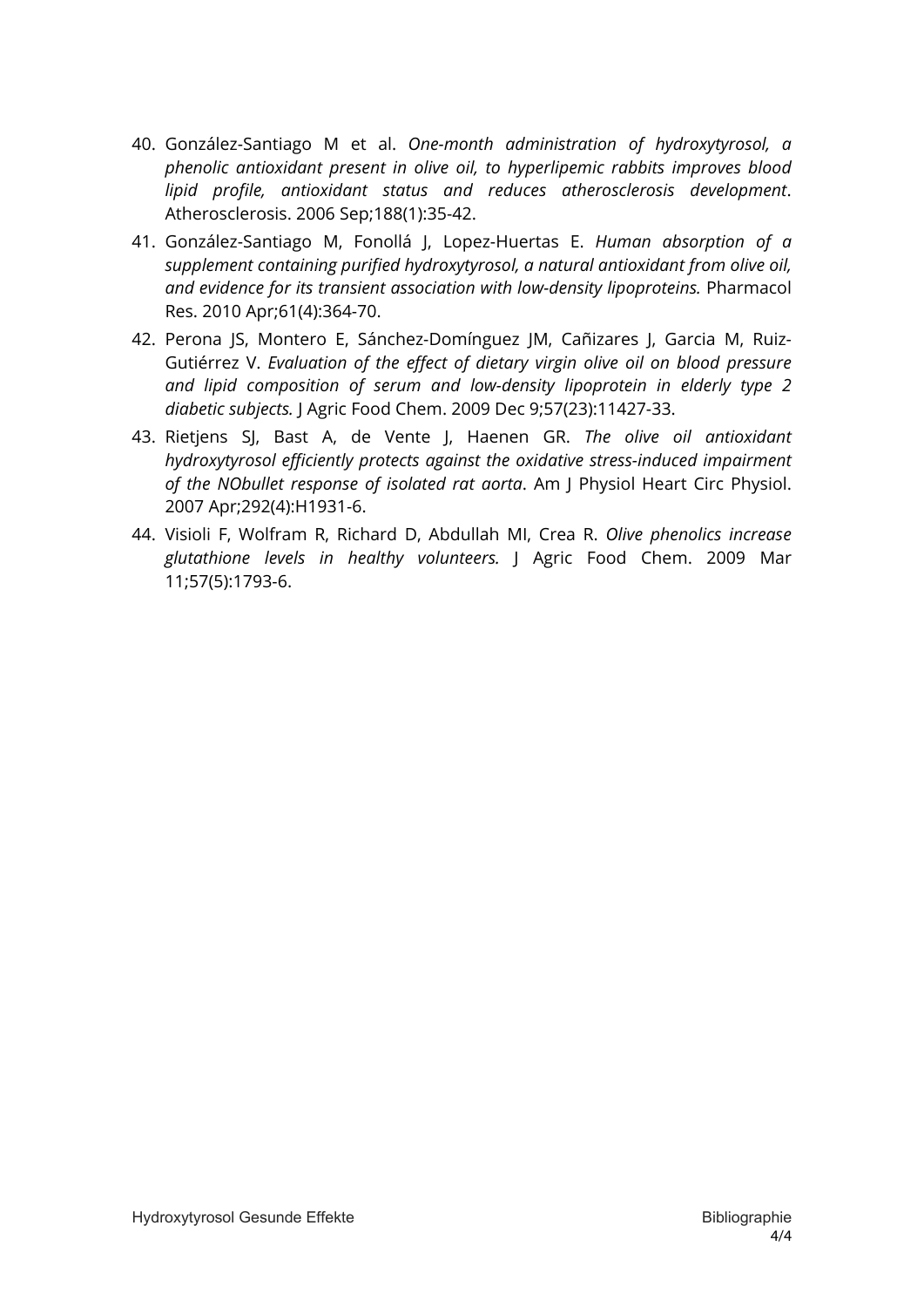40. González-Santiago M et al. *One-month administration of hydroxytyrosol, a phenolic antioxidant present in olive oil, to hyperlipemic rabbits improves blood lipid profile, antioxidant status and reduces atherosclerosis development*. Atherosclerosis. 2006 Sep;188(1):35-42.
41. González-Santiago M, Fonollá J, Lopez-Huertas E. *Human absorption of a supplement containing purified hydroxytyrosol, a natural antioxidant from olive oil, and evidence for its transient association with low-density lipoproteins.* Pharmacol Res. 2010 Apr;61(4):364-70.
42. Perona JS, Montero E, Sánchez-Domínguez JM, Cañizares J, Garcia M, Ruiz-Gutiérrez V. *Evaluation of the effect of dietary virgin olive oil on blood pressure and lipid composition of serum and low-density lipoprotein in elderly type 2 diabetic subjects.* J Agric Food Chem. 2009 Dec 9;57(23):11427-33.
43. Rietjens SJ, Bast A, de Vente J, Haenen GR. *The olive oil antioxidant hydroxytyrosol efficiently protects against the oxidative stress-induced impairment of the NObullet response of isolated rat aorta*. Am J Physiol Heart Circ Physiol. 2007 Apr;292(4):H1931-6.
44. Visioli F, Wolfram R, Richard D, Abdullah MI, Crea R. *Olive phenolics increase glutathione levels in healthy volunteers.* J Agric Food Chem. 2009 Mar 11;57(5):1793-6.